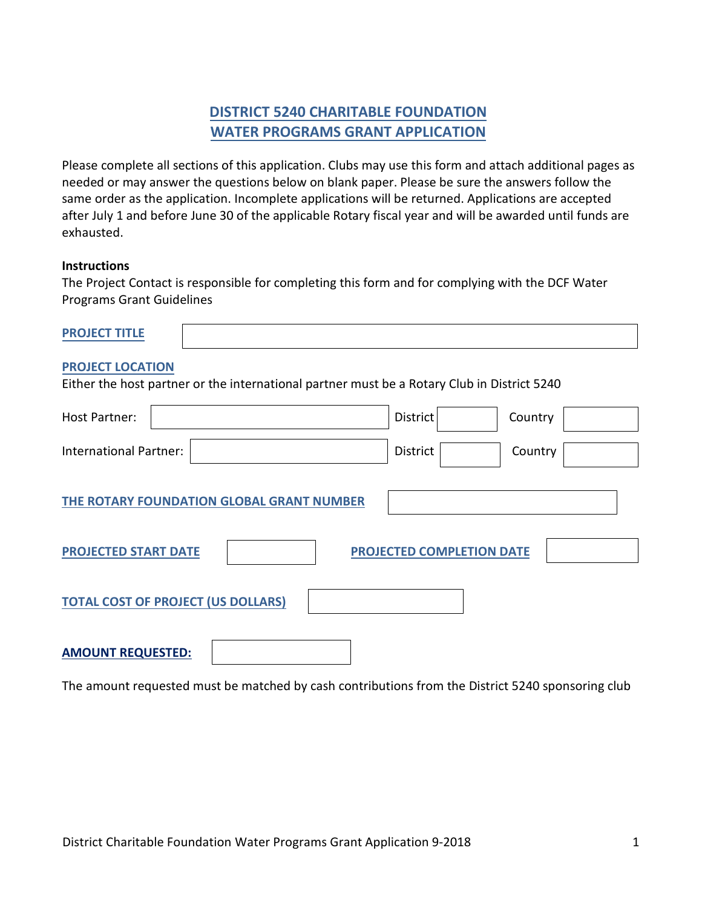# DISTRICT 5240 CHARITABLE FOUNDATION
# WATER PROGRAMS GRANT APPLICATION

Please complete all sections of this application. Clubs may use this form and attach additional pages as needed or may answer the questions below on blank paper. Please be sure the answers follow the same order as the application. Incomplete applications will be returned. Applications are accepted after July 1 and before June 30 of the applicable Rotary fiscal year and will be awarded until funds are exhausted.

**Instructions**

The Project Contact is responsible for completing this form and for complying with the DCF Water Programs Grant Guidelines

**PROJECT TITLE** ____________________

**PROJECT LOCATION**

Either the host partner or the international partner must be a Rotary Club in District 5240

| | | | | | |
|---|---|---|---|---|---|
| Host Partner: | | District | | Country | |
| International Partner: | | District | | Country | |

**THE ROTARY FOUNDATION GLOBAL GRANT NUMBER** ____________________

**PROJECTED START DATE** __________ **PROJECTED COMPLETION DATE** __________

**TOTAL COST OF PROJECT (US DOLLARS)** __________

**AMOUNT REQUESTED:** __________

The amount requested must be matched by cash contributions from the District 5240 sponsoring club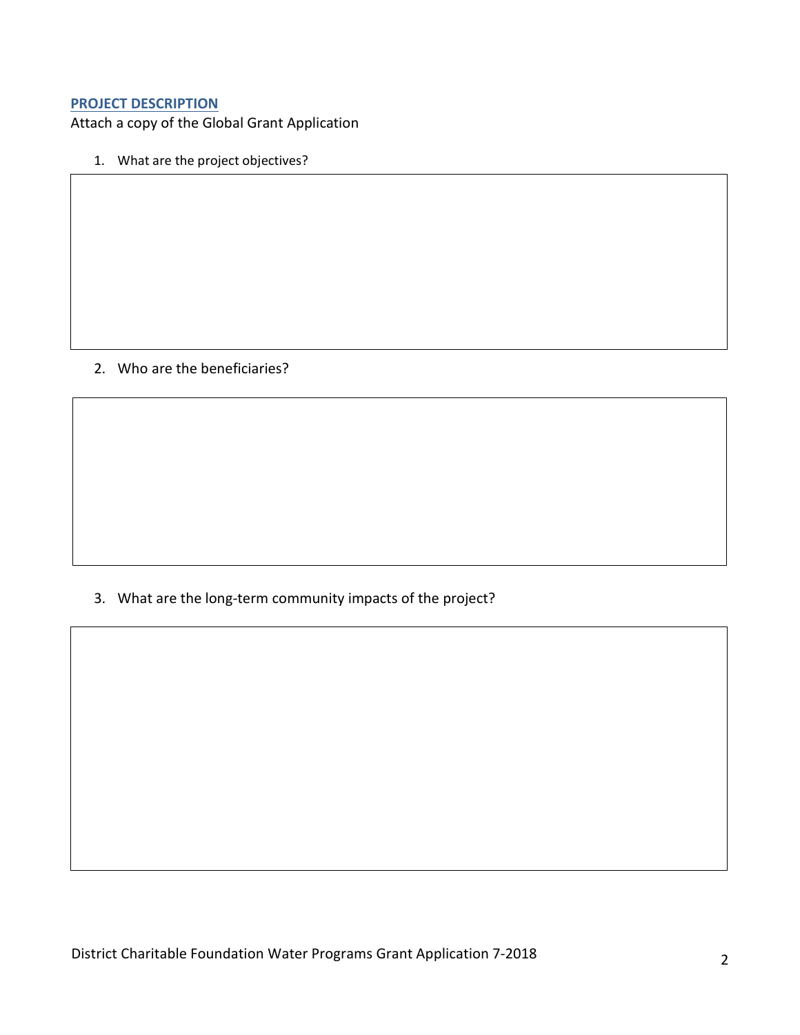## PROJECT DESCRIPTION

Attach a copy of the Global Grant Application

1. What are the project objectives?

2. Who are the beneficiaries?

3. What are the long-term community impacts of the project?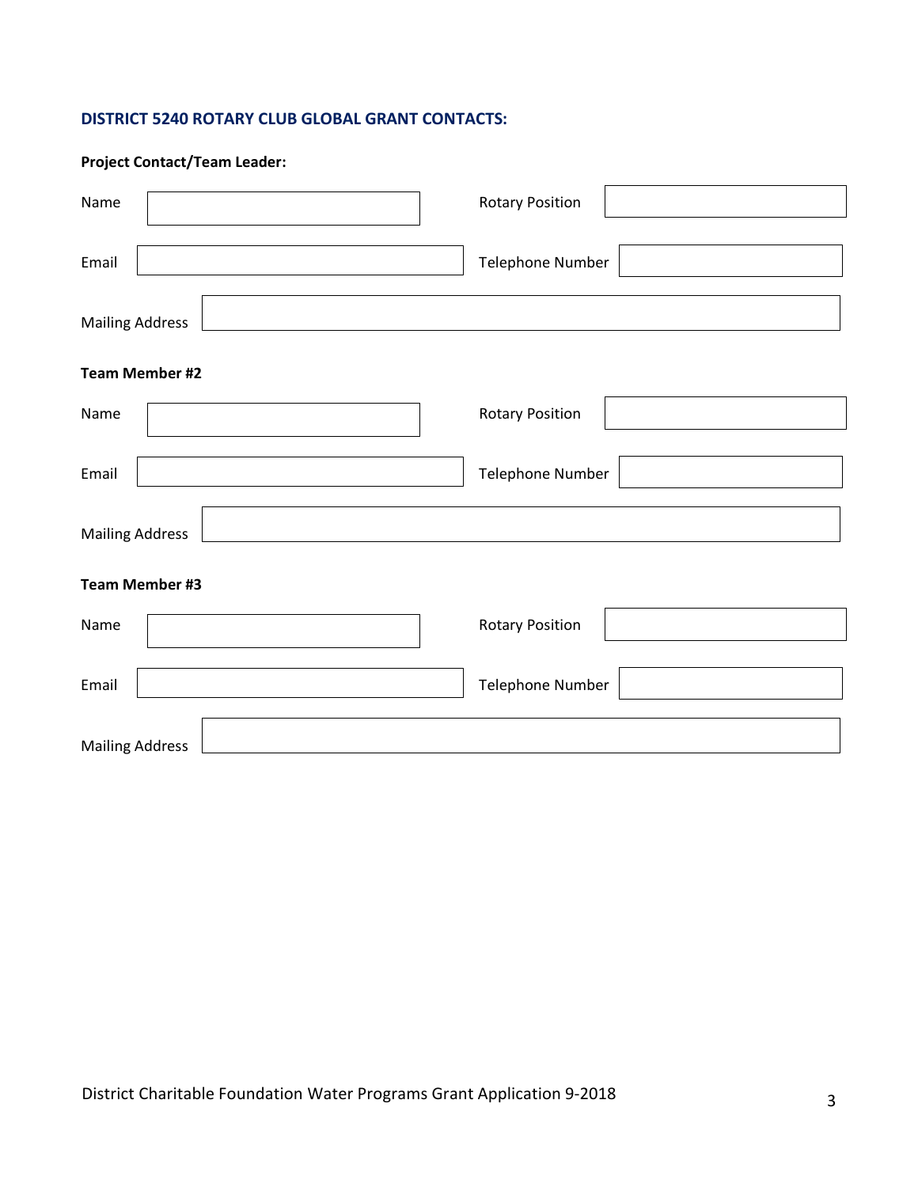## DISTRICT 5240 ROTARY CLUB GLOBAL GRANT CONTACTS:

**Project Contact/Team Leader:**

| | | | |
|---|---|---|---|
| Name | | Rotary Position | |
| Email | | Telephone Number | |
| Mailing Address | | | |

**Team Member #2**

| | | | |
|---|---|---|---|
| Name | | Rotary Position | |
| Email | | Telephone Number | |
| Mailing Address | | | |

**Team Member #3**

| | | | |
|---|---|---|---|
| Name | | Rotary Position | |
| Email | | Telephone Number | |
| Mailing Address | | | |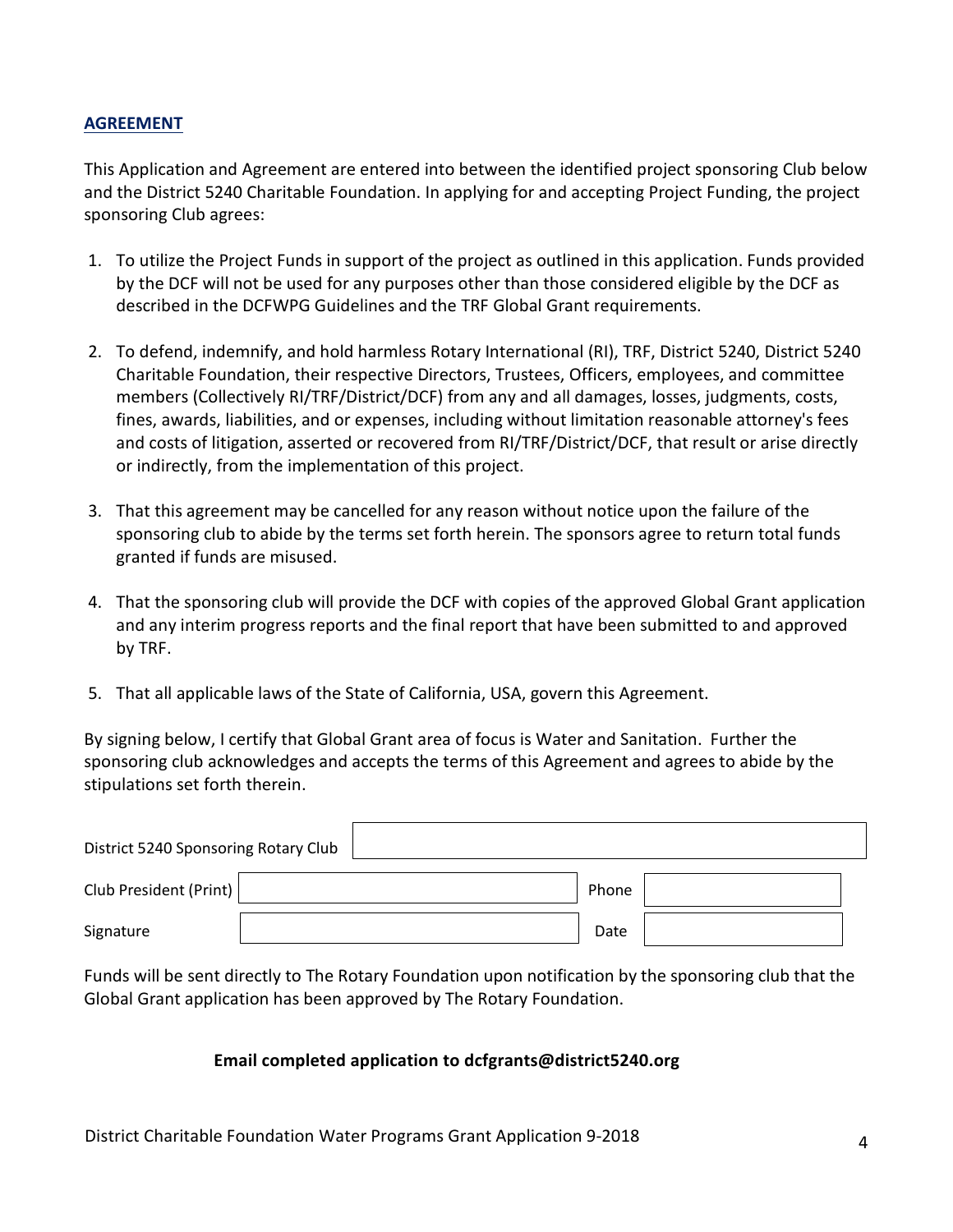## AGREEMENT

This Application and Agreement are entered into between the identified project sponsoring Club below and the District 5240 Charitable Foundation. In applying for and accepting Project Funding, the project sponsoring Club agrees:

1. To utilize the Project Funds in support of the project as outlined in this application. Funds provided by the DCF will not be used for any purposes other than those considered eligible by the DCF as described in the DCFWPG Guidelines and the TRF Global Grant requirements.

2. To defend, indemnify, and hold harmless Rotary International (RI), TRF, District 5240, District 5240 Charitable Foundation, their respective Directors, Trustees, Officers, employees, and committee members (Collectively RI/TRF/District/DCF) from any and all damages, losses, judgments, costs, fines, awards, liabilities, and or expenses, including without limitation reasonable attorney's fees and costs of litigation, asserted or recovered from RI/TRF/District/DCF, that result or arise directly or indirectly, from the implementation of this project.

3. That this agreement may be cancelled for any reason without notice upon the failure of the sponsoring club to abide by the terms set forth herein. The sponsors agree to return total funds granted if funds are misused.

4. That the sponsoring club will provide the DCF with copies of the approved Global Grant application and any interim progress reports and the final report that have been submitted to and approved by TRF.

5. That all applicable laws of the State of California, USA, govern this Agreement.

By signing below, I certify that Global Grant area of focus is Water and Sanitation. Further the sponsoring club acknowledges and accepts the terms of this Agreement and agrees to abide by the stipulations set forth therein.

| District 5240 Sponsoring Rotary Club | | | |
|---|---|---|---|
| Club President (Print) | | Phone | |
| Signature | | Date | |

Funds will be sent directly to The Rotary Foundation upon notification by the sponsoring club that the Global Grant application has been approved by The Rotary Foundation.

**Email completed application to dcfgrants@district5240.org**

District Charitable Foundation Water Programs Grant Application 9-2018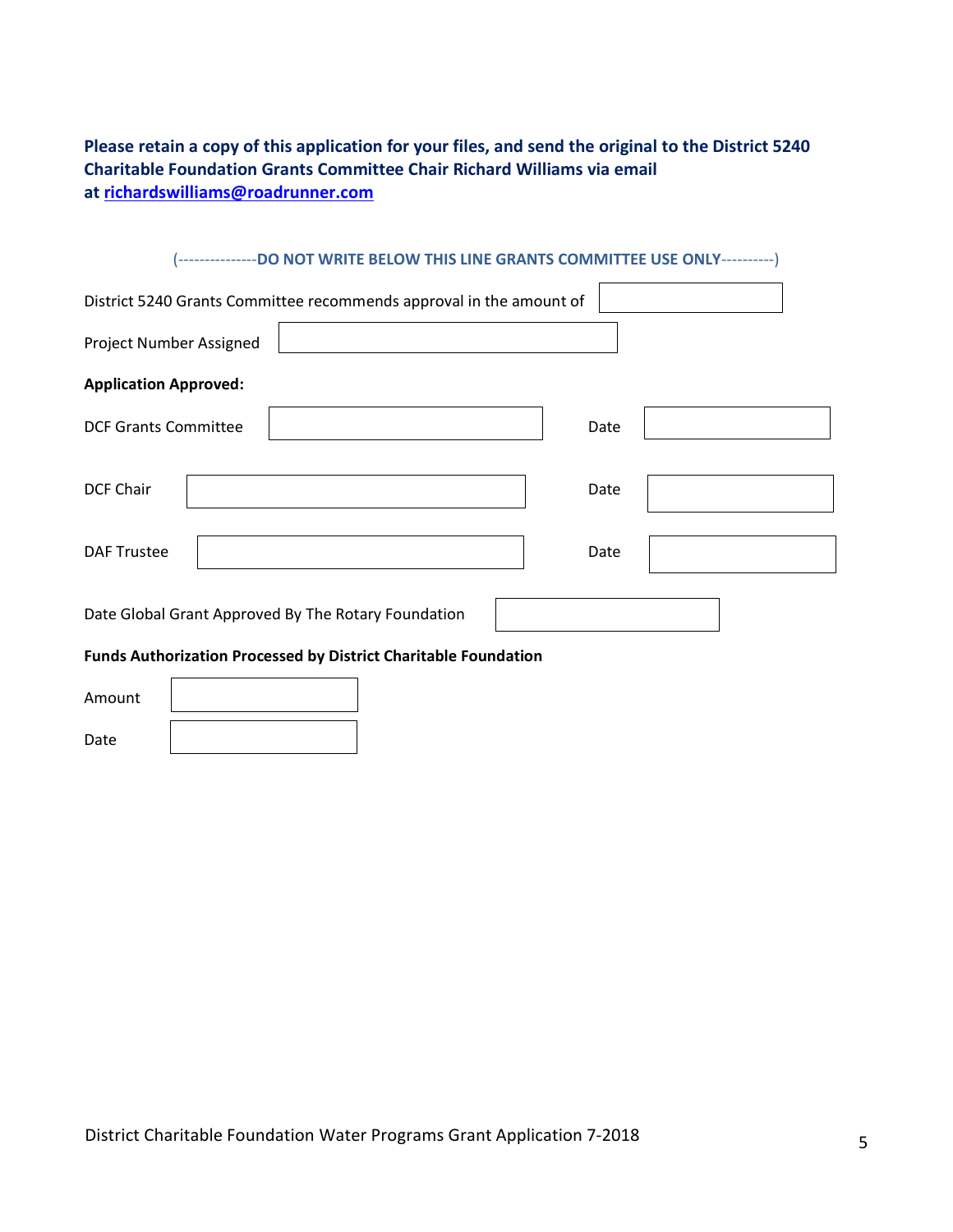**Please retain a copy of this application for your files, and send the original to the District 5240 Charitable Foundation Grants Committee Chair Richard Williams via email at [richardswilliams@roadrunner.com](mailto:richardswilliams@roadrunner.com)**

(---------------**DO NOT WRITE BELOW THIS LINE GRANTS COMMITTEE USE ONLY**----------)

District 5240 Grants Committee recommends approval in the amount of ______________

Project Number Assigned ______________

**Application Approved:**

DCF Grants Committee ______________ Date ______________

DCF Chair ______________ Date ______________

DAF Trustee ______________ Date ______________

Date Global Grant Approved By The Rotary Foundation ______________

**Funds Authorization Processed by District Charitable Foundation**

Amount ______________

Date ______________

District Charitable Foundation Water Programs Grant Application 7-2018